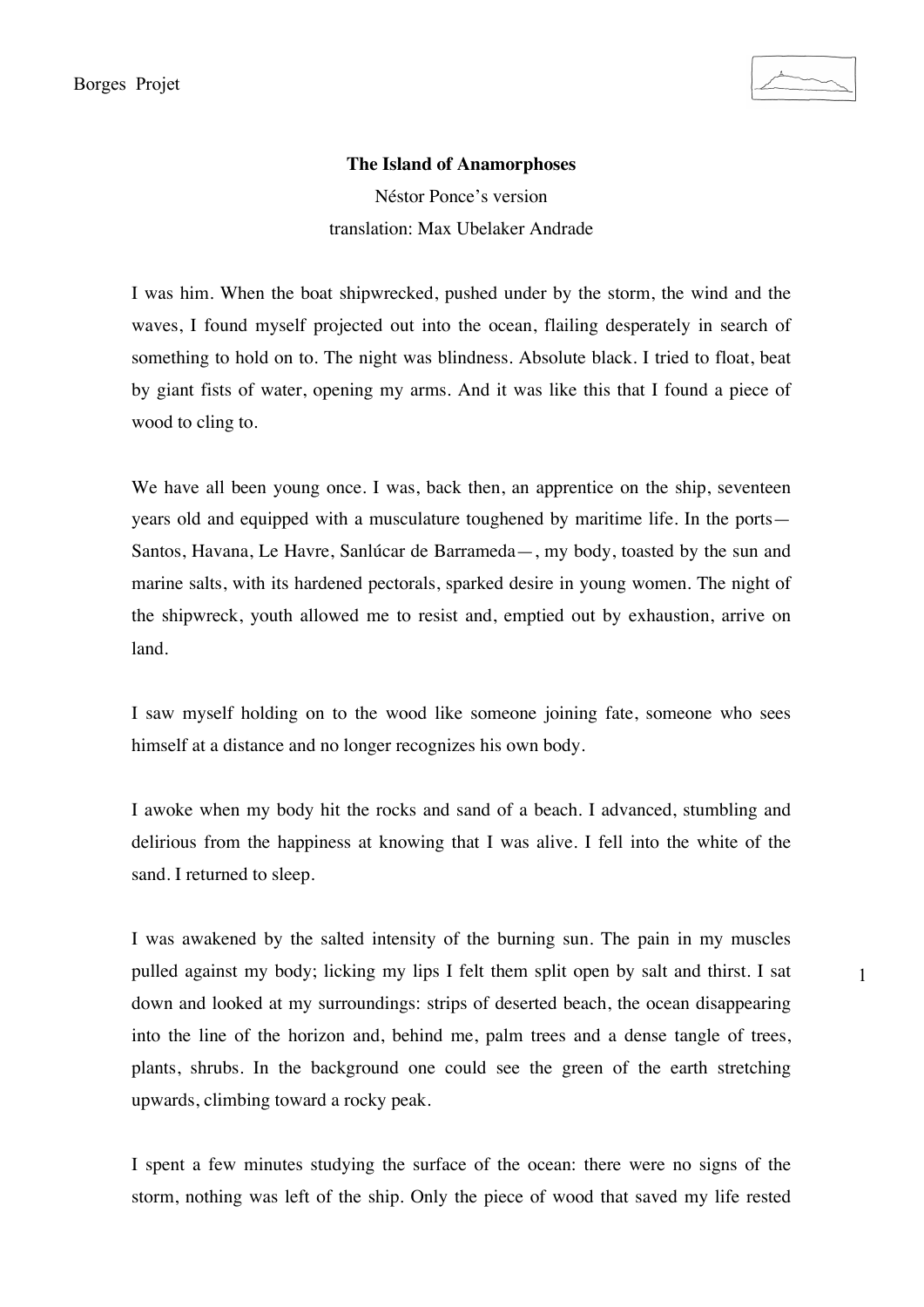**The Island of Anamorphoses**

Néstor Ponce's version

translation: Max Ubelaker Andrade

I was him. When the boat shipwrecked, pushed under by the storm, the wind and the waves, I found myself projected out into the ocean, flailing desperately in search of something to hold on to. The night was blindness. Absolute black. I tried to float, beat by giant fists of water, opening my arms. And it was like this that I found a piece of wood to cling to.

We have all been young once. I was, back then, an apprentice on the ship, seventeen years old and equipped with a musculature toughened by maritime life. In the ports—Santos, Havana, Le Havre, Sanlúcar de Barrameda—, my body, toasted by the sun and marine salts, with its hardened pectorals, sparked desire in young women. The night of the shipwreck, youth allowed me to resist and, emptied out by exhaustion, arrive on land.

I saw myself holding on to the wood like someone joining fate, someone who sees himself at a distance and no longer recognizes his own body.

I awoke when my body hit the rocks and sand of a beach. I advanced, stumbling and delirious from the happiness at knowing that I was alive. I fell into the white of the sand. I returned to sleep.

I was awakened by the salted intensity of the burning sun. The pain in my muscles pulled against my body; licking my lips I felt them split open by salt and thirst. I sat down and looked at my surroundings: strips of deserted beach, the ocean disappearing into the line of the horizon and, behind me, palm trees and a dense tangle of trees, plants, shrubs. In the background one could see the green of the earth stretching upwards, climbing toward a rocky peak.

I spent a few minutes studying the surface of the ocean: there were no signs of the storm, nothing was left of the ship. Only the piece of wood that saved my life rested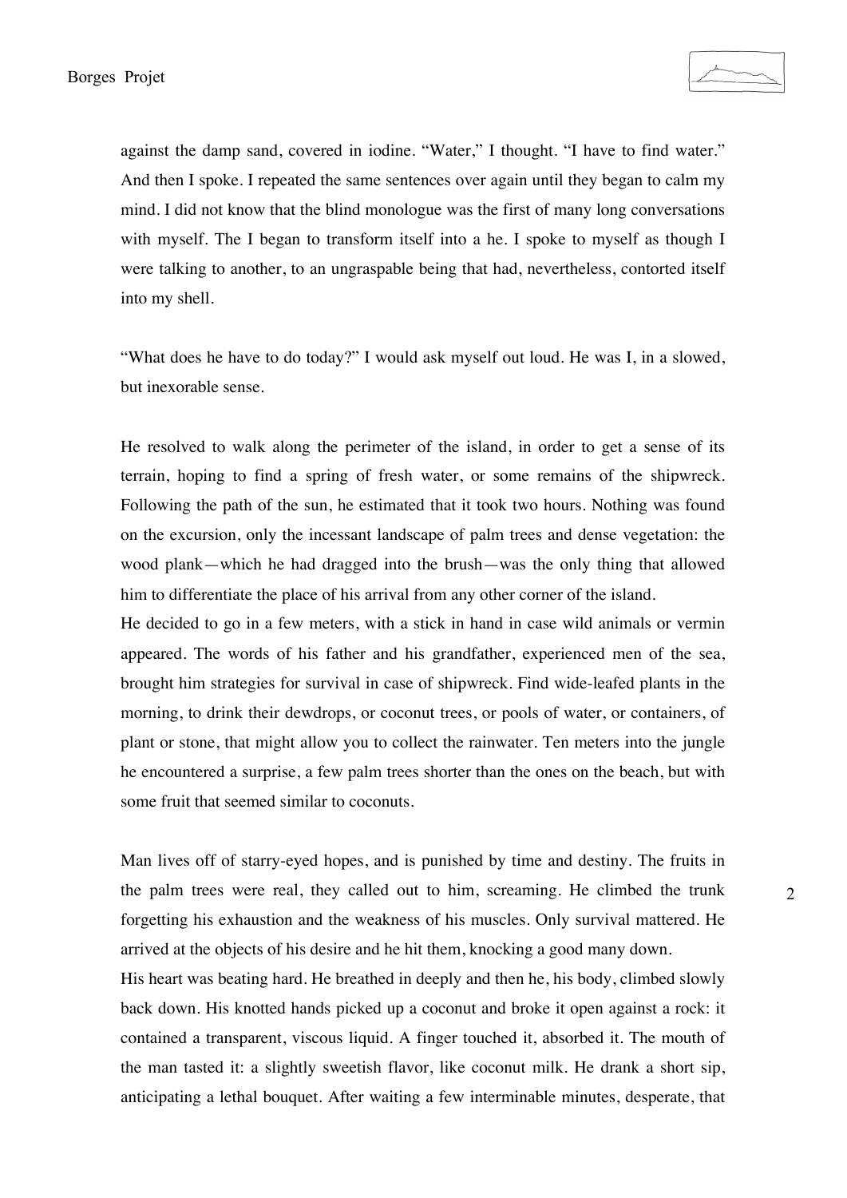against the damp sand, covered in iodine. “Water,” I thought. “I have to find water.” And then I spoke. I repeated the same sentences over again until they began to calm my mind. I did not know that the blind monologue was the first of many long conversations with myself. The I began to transform itself into a he. I spoke to myself as though I were talking to another, to an ungraspable being that had, nevertheless, contorted itself into my shell.

“What does he have to do today?” I would ask myself out loud. He was I, in a slowed, but inexorable sense.

He resolved to walk along the perimeter of the island, in order to get a sense of its terrain, hoping to find a spring of fresh water, or some remains of the shipwreck. Following the path of the sun, he estimated that it took two hours. Nothing was found on the excursion, only the incessant landscape of palm trees and dense vegetation: the wood plank—which he had dragged into the brush—was the only thing that allowed him to differentiate the place of his arrival from any other corner of the island.

He decided to go in a few meters, with a stick in hand in case wild animals or vermin appeared. The words of his father and his grandfather, experienced men of the sea, brought him strategies for survival in case of shipwreck. Find wide-leafed plants in the morning, to drink their dewdrops, or coconut trees, or pools of water, or containers, of plant or stone, that might allow you to collect the rainwater. Ten meters into the jungle he encountered a surprise, a few palm trees shorter than the ones on the beach, but with some fruit that seemed similar to coconuts.

Man lives off of starry-eyed hopes, and is punished by time and destiny. The fruits in the palm trees were real, they called out to him, screaming. He climbed the trunk forgetting his exhaustion and the weakness of his muscles. Only survival mattered. He arrived at the objects of his desire and he hit them, knocking a good many down.

His heart was beating hard. He breathed in deeply and then he, his body, climbed slowly back down. His knotted hands picked up a coconut and broke it open against a rock: it contained a transparent, viscous liquid. A finger touched it, absorbed it. The mouth of the man tasted it: a slightly sweetish flavor, like coconut milk. He drank a short sip, anticipating a lethal bouquet. After waiting a few interminable minutes, desperate, that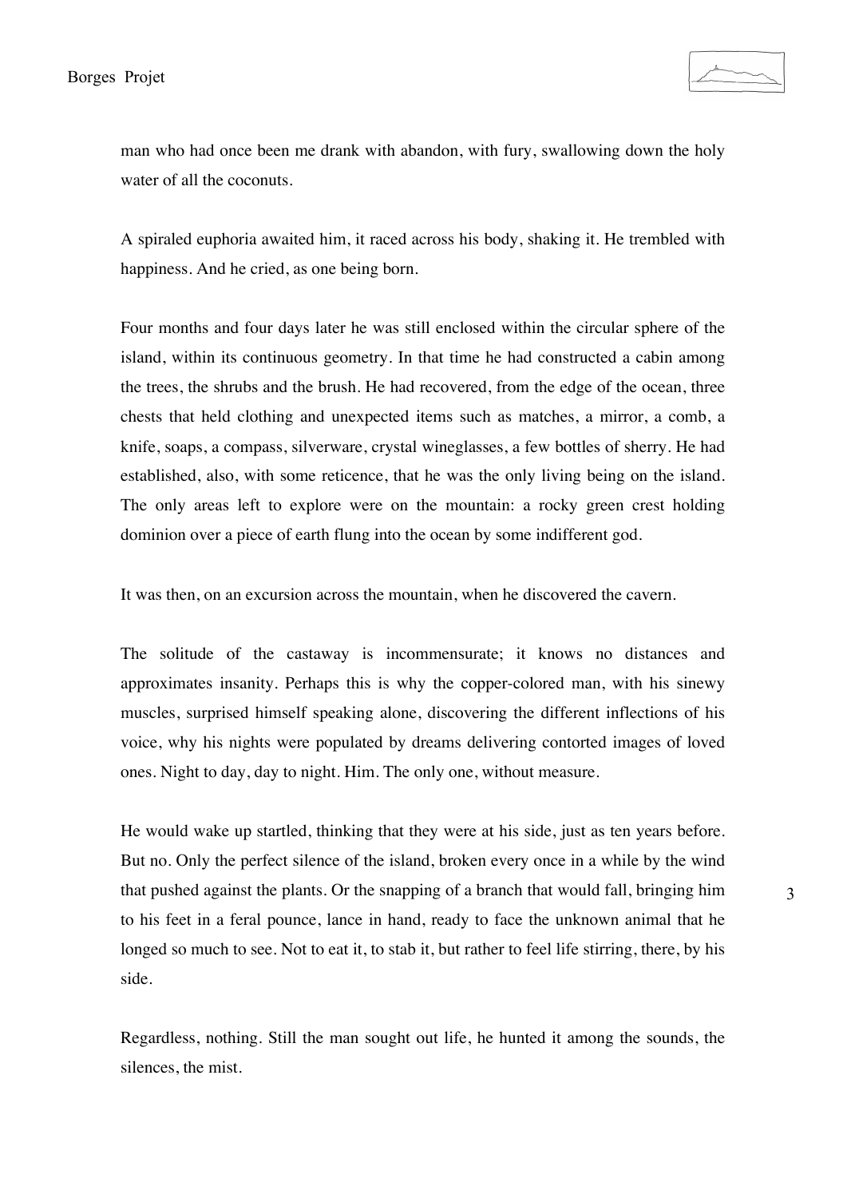man who had once been me drank with abandon, with fury, swallowing down the holy water of all the coconuts.

A spiraled euphoria awaited him, it raced across his body, shaking it. He trembled with happiness. And he cried, as one being born.

Four months and four days later he was still enclosed within the circular sphere of the island, within its continuous geometry. In that time he had constructed a cabin among the trees, the shrubs and the brush. He had recovered, from the edge of the ocean, three chests that held clothing and unexpected items such as matches, a mirror, a comb, a knife, soaps, a compass, silverware, crystal wineglasses, a few bottles of sherry. He had established, also, with some reticence, that he was the only living being on the island. The only areas left to explore were on the mountain: a rocky green crest holding dominion over a piece of earth flung into the ocean by some indifferent god.

It was then, on an excursion across the mountain, when he discovered the cavern.

The solitude of the castaway is incommensurate; it knows no distances and approximates insanity. Perhaps this is why the copper-colored man, with his sinewy muscles, surprised himself speaking alone, discovering the different inflections of his voice, why his nights were populated by dreams delivering contorted images of loved ones. Night to day, day to night. Him. The only one, without measure.

He would wake up startled, thinking that they were at his side, just as ten years before. But no. Only the perfect silence of the island, broken every once in a while by the wind that pushed against the plants. Or the snapping of a branch that would fall, bringing him to his feet in a feral pounce, lance in hand, ready to face the unknown animal that he longed so much to see. Not to eat it, to stab it, but rather to feel life stirring, there, by his side.

Regardless, nothing. Still the man sought out life, he hunted it among the sounds, the silences, the mist.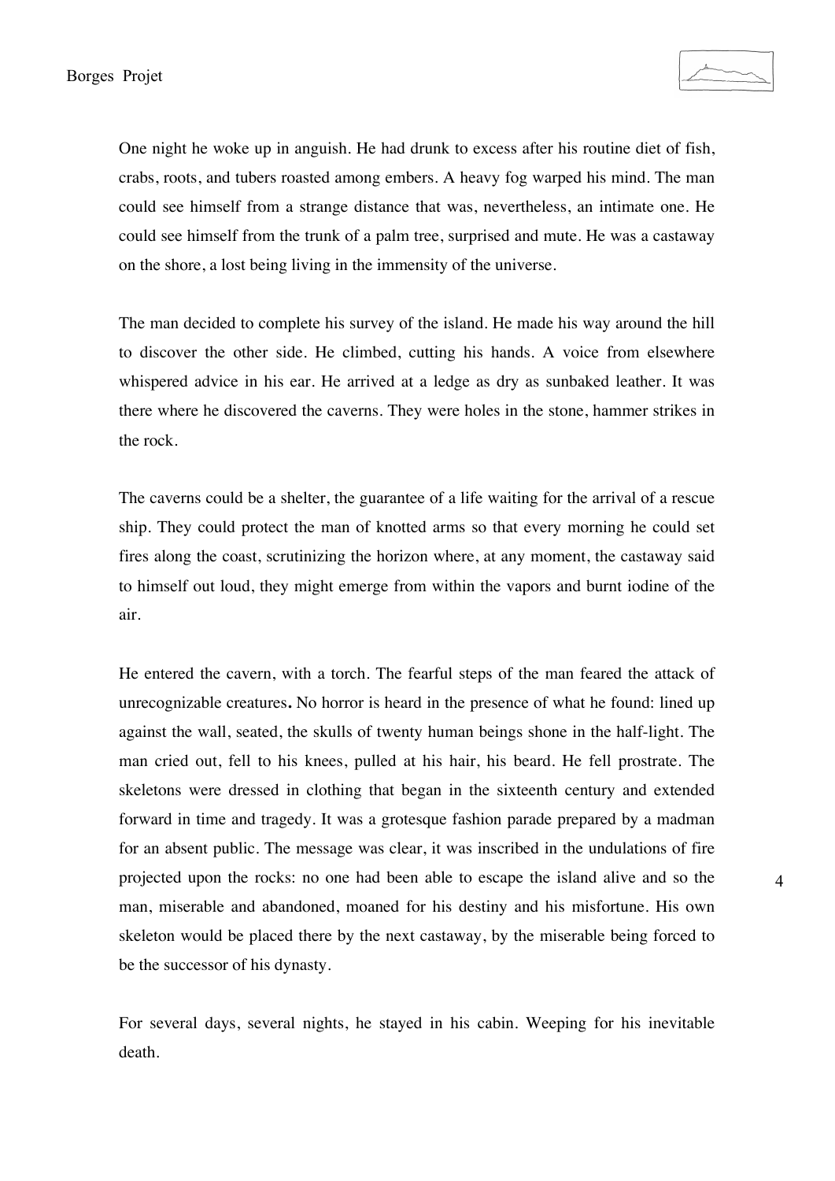One night he woke up in anguish. He had drunk to excess after his routine diet of fish, crabs, roots, and tubers roasted among embers. A heavy fog warped his mind. The man could see himself from a strange distance that was, nevertheless, an intimate one. He could see himself from the trunk of a palm tree, surprised and mute. He was a castaway on the shore, a lost being living in the immensity of the universe.

The man decided to complete his survey of the island. He made his way around the hill to discover the other side. He climbed, cutting his hands. A voice from elsewhere whispered advice in his ear. He arrived at a ledge as dry as sunbaked leather. It was there where he discovered the caverns. They were holes in the stone, hammer strikes in the rock.

The caverns could be a shelter, the guarantee of a life waiting for the arrival of a rescue ship. They could protect the man of knotted arms so that every morning he could set fires along the coast, scrutinizing the horizon where, at any moment, the castaway said to himself out loud, they might emerge from within the vapors and burnt iodine of the air.

He entered the cavern, with a torch. The fearful steps of the man feared the attack of unrecognizable creatures**.** No horror is heard in the presence of what he found: lined up against the wall, seated, the skulls of twenty human beings shone in the half-light. The man cried out, fell to his knees, pulled at his hair, his beard. He fell prostrate. The skeletons were dressed in clothing that began in the sixteenth century and extended forward in time and tragedy. It was a grotesque fashion parade prepared by a madman for an absent public. The message was clear, it was inscribed in the undulations of fire projected upon the rocks: no one had been able to escape the island alive and so the man, miserable and abandoned, moaned for his destiny and his misfortune. His own skeleton would be placed there by the next castaway, by the miserable being forced to be the successor of his dynasty.

For several days, several nights, he stayed in his cabin. Weeping for his inevitable death.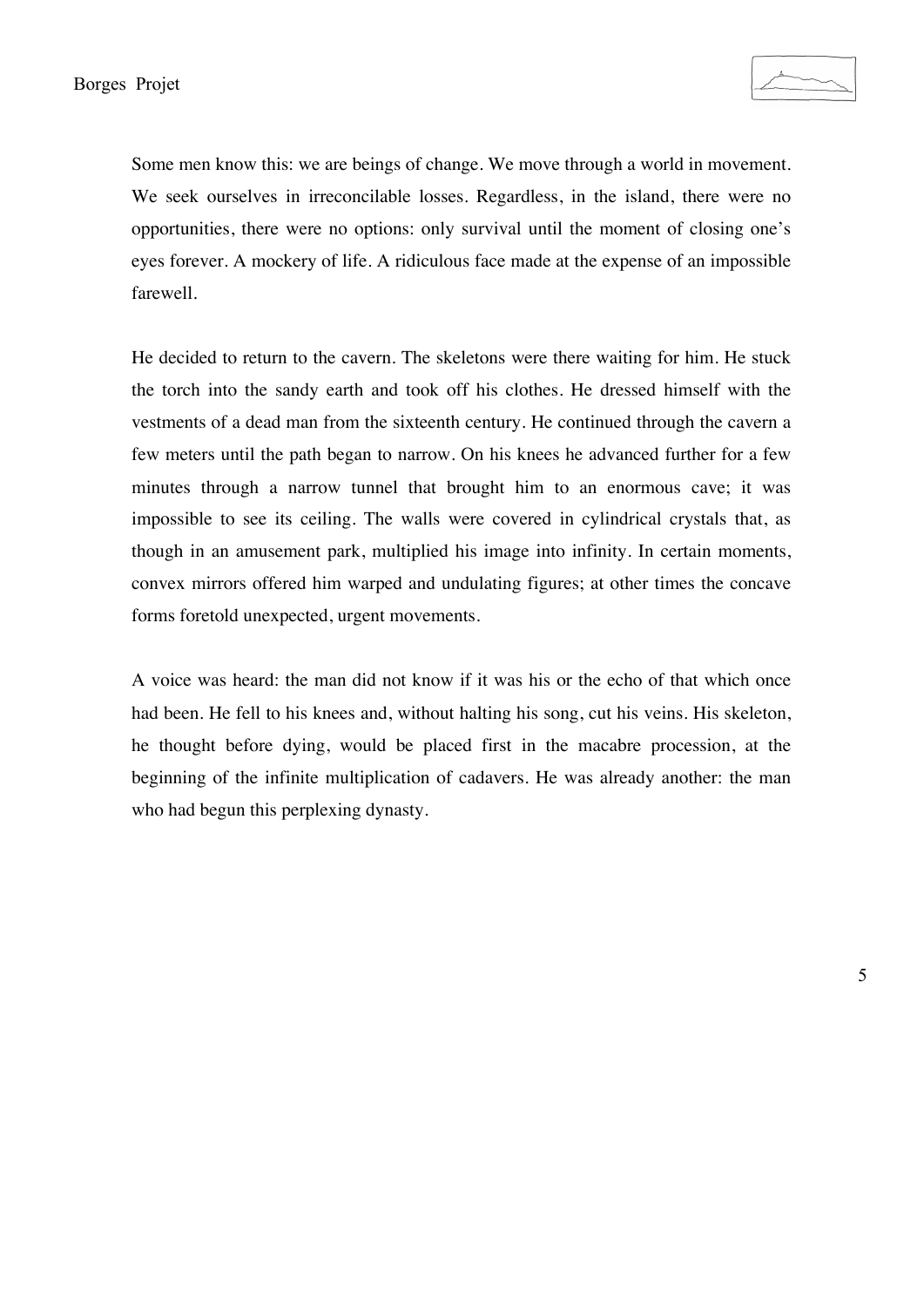Some men know this: we are beings of change. We move through a world in movement. We seek ourselves in irreconcilable losses. Regardless, in the island, there were no opportunities, there were no options: only survival until the moment of closing one's eyes forever. A mockery of life. A ridiculous face made at the expense of an impossible farewell.

He decided to return to the cavern. The skeletons were there waiting for him. He stuck the torch into the sandy earth and took off his clothes. He dressed himself with the vestments of a dead man from the sixteenth century. He continued through the cavern a few meters until the path began to narrow. On his knees he advanced further for a few minutes through a narrow tunnel that brought him to an enormous cave; it was impossible to see its ceiling. The walls were covered in cylindrical crystals that, as though in an amusement park, multiplied his image into infinity. In certain moments, convex mirrors offered him warped and undulating figures; at other times the concave forms foretold unexpected, urgent movements.

A voice was heard: the man did not know if it was his or the echo of that which once had been. He fell to his knees and, without halting his song, cut his veins. His skeleton, he thought before dying, would be placed first in the macabre procession, at the beginning of the infinite multiplication of cadavers. He was already another: the man who had begun this perplexing dynasty.